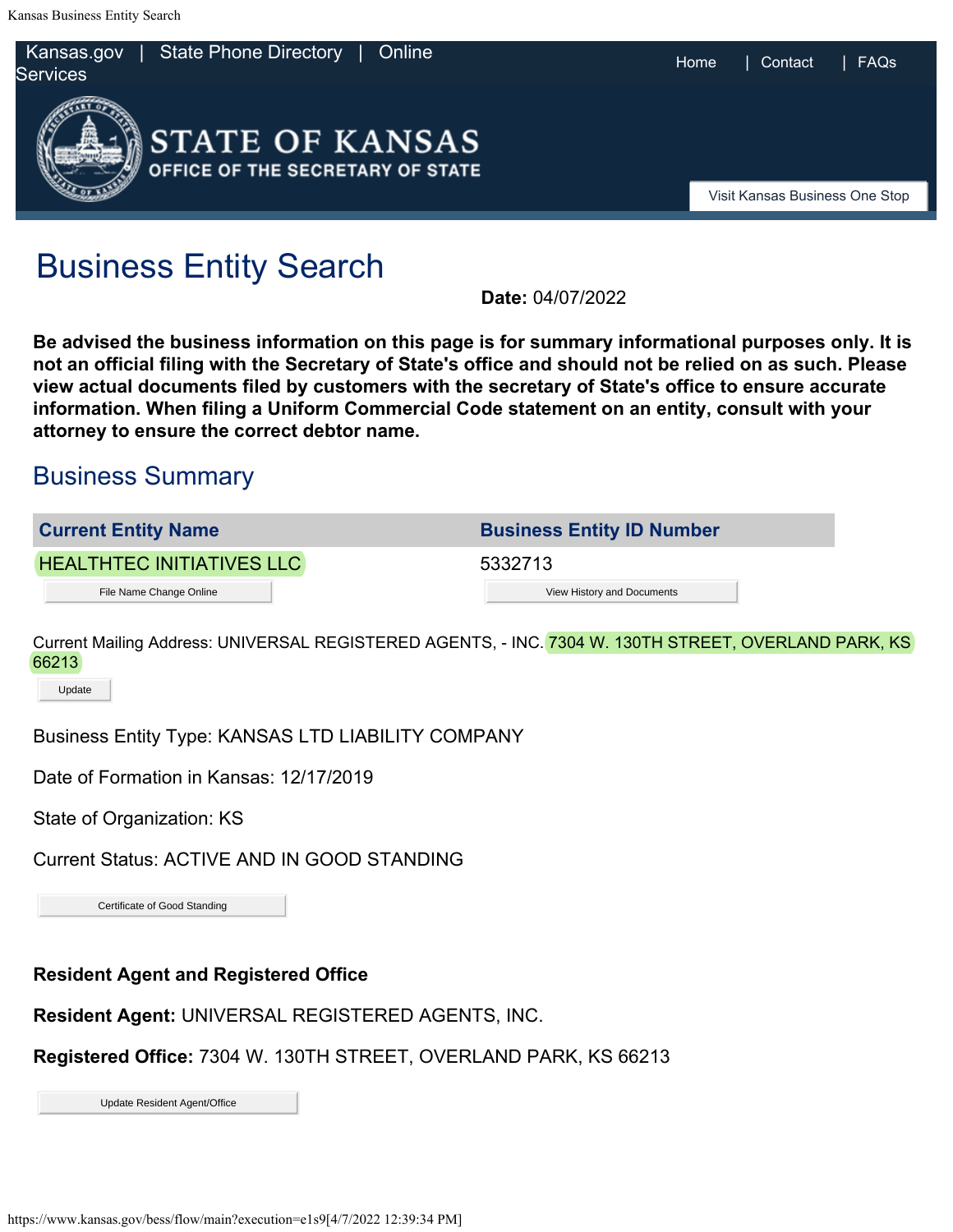Kansas.gov | State Phone Directory | Online Services

Home | Contact | FAQs

STATE OF KANSAS
OFFICE OF THE SECRETARY OF STATE

Visit Kansas Business One Stop

# Business Entity Search

**Date:** 04/07/2022

**Be advised the business information on this page is for summary informational purposes only. It is not an official filing with the Secretary of State's office and should not be relied on as such. Please view actual documents filed by customers with the secretary of State's office to ensure accurate information. When filing a Uniform Commercial Code statement on an entity, consult with your attorney to ensure the correct debtor name.**

## Business Summary

| Current Entity Name | Business Entity ID Number |
|---|---|
| HEALTHTEC INITIATIVES LLC | 5332713 |
| File Name Change Online | View History and Documents |

Current Mailing Address: UNIVERSAL REGISTERED AGENTS, - INC. 7304 W. 130TH STREET, OVERLAND PARK, KS 66213

Update

Business Entity Type: KANSAS LTD LIABILITY COMPANY

Date of Formation in Kansas: 12/17/2019

State of Organization: KS

Current Status: ACTIVE AND IN GOOD STANDING

Certificate of Good Standing

**Resident Agent and Registered Office**

**Resident Agent:** UNIVERSAL REGISTERED AGENTS, INC.

**Registered Office:** 7304 W. 130TH STREET, OVERLAND PARK, KS 66213

Update Resident Agent/Office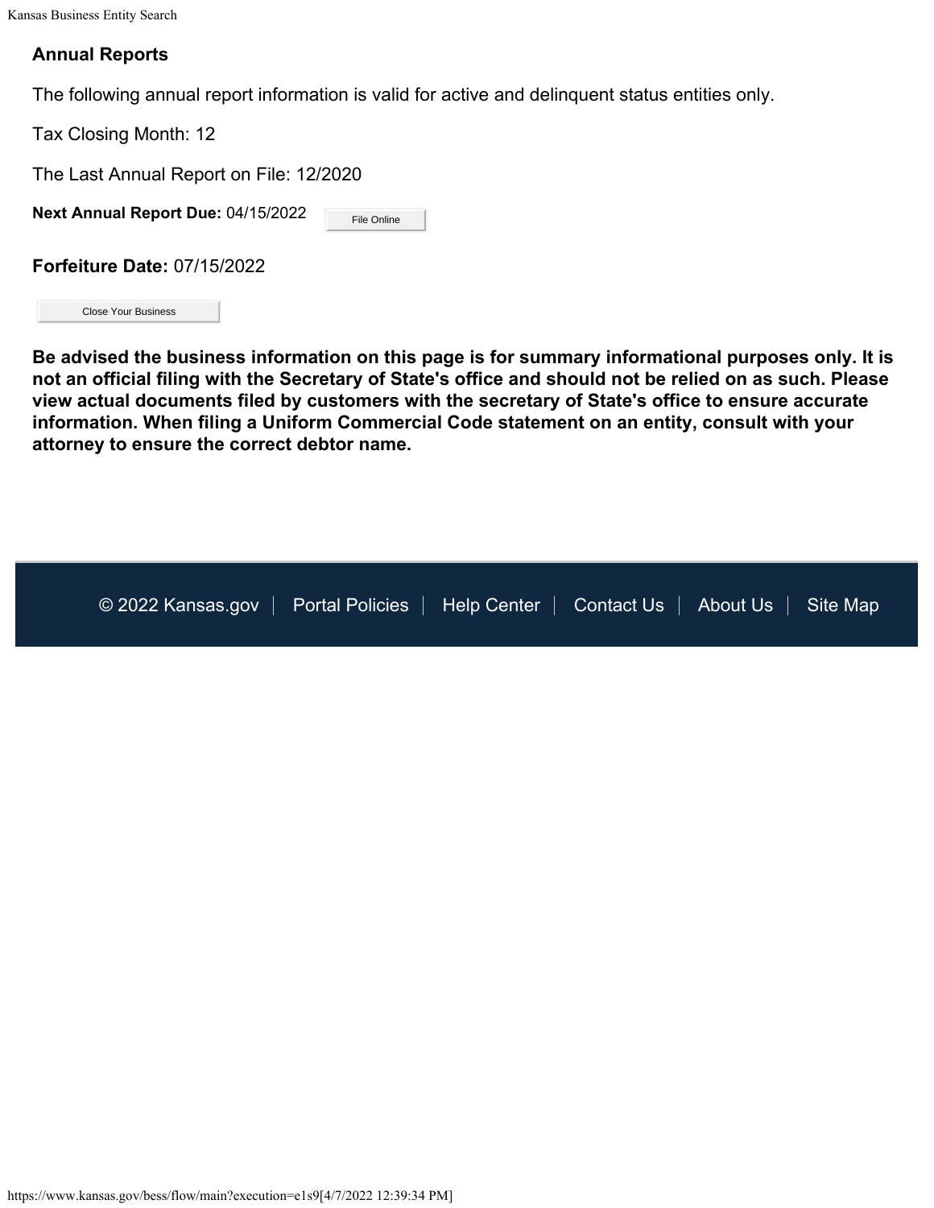## Annual Reports

The following annual report information is valid for active and delinquent status entities only.

Tax Closing Month: 12

The Last Annual Report on File: 12/2020

**Next Annual Report Due:** 04/15/2022 File Online

**Forfeiture Date:** 07/15/2022

Close Your Business

**Be advised the business information on this page is for summary informational purposes only. It is not an official filing with the Secretary of State's office and should not be relied on as such. Please view actual documents filed by customers with the secretary of State's office to ensure accurate information. When filing a Uniform Commercial Code statement on an entity, consult with your attorney to ensure the correct debtor name.**

© 2022 Kansas.gov | Portal Policies | Help Center | Contact Us | About Us | Site Map